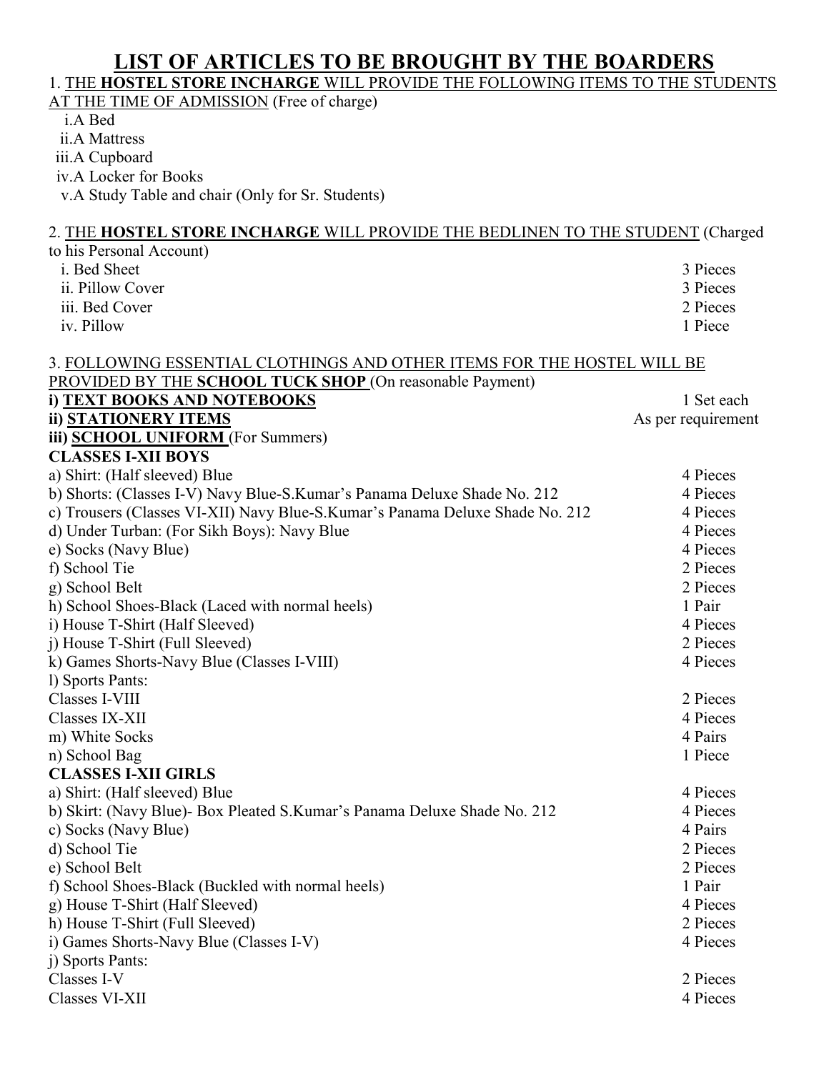# LIST OF ARTICLES TO BE BROUGHT BY THE BOARDERS

1. THE **HOSTEL STORE INCHARGE** WILL PROVIDE THE FOLLOWING ITEMS TO THE STUDENTS AT THE TIME OF ADMISSION (Free of charge)

i. A Bed
ii. A Mattress
iii. A Cupboard
iv. A Locker for Books
v. A Study Table and chair (Only for Sr. Students)

2. THE **HOSTEL STORE INCHARGE** WILL PROVIDE THE BEDLINEN TO THE STUDENT (Charged to his Personal Account)

| Item | Quantity |
|---|---|
| i. Bed Sheet | 3 Pieces |
| ii. Pillow Cover | 3 Pieces |
| iii. Bed Cover | 2 Pieces |
| iv. Pillow | 1 Piece |

3. FOLLOWING ESSENTIAL CLOTHINGS AND OTHER ITEMS FOR THE HOSTEL WILL BE PROVIDED BY THE **SCHOOL TUCK SHOP** (On reasonable Payment)

| Item | Quantity |
|---|---|
| **i) TEXT BOOKS AND NOTEBOOKS** | 1 Set each |
| **ii) STATIONERY ITEMS** | As per requirement |
| **iii) SCHOOL UNIFORM** (For Summers) | |
| **CLASSES I-XII BOYS** | |
| a) Shirt: (Half sleeved) Blue | 4 Pieces |
| b) Shorts: (Classes I-V) Navy Blue-S.Kumar's Panama Deluxe Shade No. 212 | 4 Pieces |
| c) Trousers (Classes VI-XII) Navy Blue-S.Kumar's Panama Deluxe Shade No. 212 | 4 Pieces |
| d) Under Turban: (For Sikh Boys): Navy Blue | 4 Pieces |
| e) Socks (Navy Blue) | 4 Pieces |
| f) School Tie | 2 Pieces |
| g) School Belt | 2 Pieces |
| h) School Shoes-Black (Laced with normal heels) | 1 Pair |
| i) House T-Shirt (Half Sleeved) | 4 Pieces |
| j) House T-Shirt (Full Sleeved) | 2 Pieces |
| k) Games Shorts-Navy Blue (Classes I-VIII) | 4 Pieces |
| l) Sports Pants: | |
| Classes I-VIII | 2 Pieces |
| Classes IX-XII | 4 Pieces |
| m) White Socks | 4 Pairs |
| n) School Bag | 1 Piece |
| **CLASSES I-XII GIRLS** | |
| a) Shirt: (Half sleeved) Blue | 4 Pieces |
| b) Skirt: (Navy Blue)- Box Pleated S.Kumar's Panama Deluxe Shade No. 212 | 4 Pieces |
| c) Socks (Navy Blue) | 4 Pairs |
| d) School Tie | 2 Pieces |
| e) School Belt | 2 Pieces |
| f) School Shoes-Black (Buckled with normal heels) | 1 Pair |
| g) House T-Shirt (Half Sleeved) | 4 Pieces |
| h) House T-Shirt (Full Sleeved) | 2 Pieces |
| i) Games Shorts-Navy Blue (Classes I-V) | 4 Pieces |
| j) Sports Pants: | |
| Classes I-V | 2 Pieces |
| Classes VI-XII | 4 Pieces |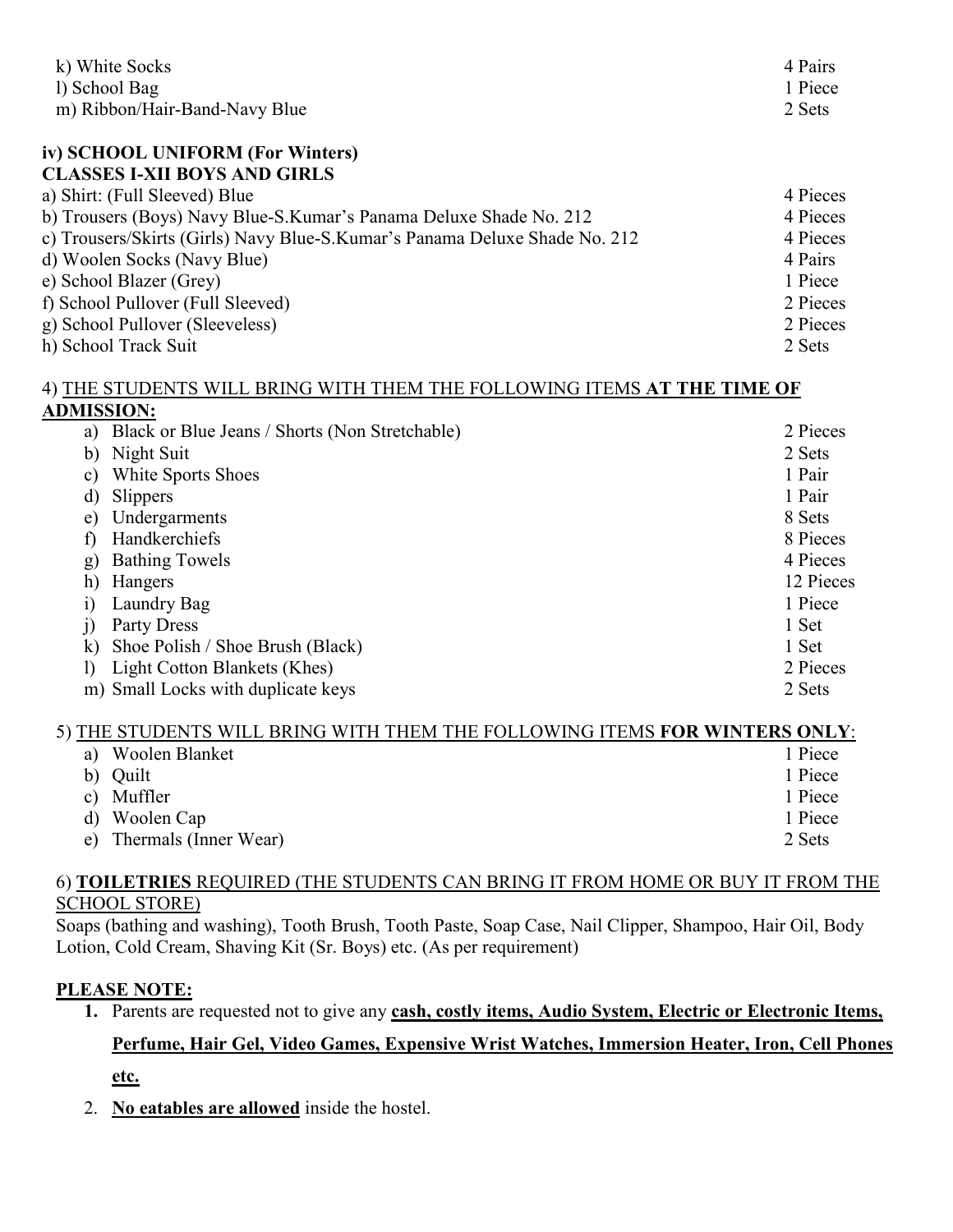| | |
|---|---|
| k) White Socks | 4 Pairs |
| l) School Bag | 1 Piece |
| m) Ribbon/Hair-Band-Navy Blue | 2 Sets |

**iv) SCHOOL UNIFORM (For Winters)**
**CLASSES I-XII BOYS AND GIRLS**

| | |
|---|---|
| a) Shirt: (Full Sleeved) Blue | 4 Pieces |
| b) Trousers (Boys) Navy Blue-S.Kumar's Panama Deluxe Shade No. 212 | 4 Pieces |
| c) Trousers/Skirts (Girls) Navy Blue-S.Kumar's Panama Deluxe Shade No. 212 | 4 Pieces |
| d) Woolen Socks (Navy Blue) | 4 Pairs |
| e) School Blazer (Grey) | 1 Piece |
| f) School Pullover (Full Sleeved) | 2 Pieces |
| g) School Pullover (Sleeveless) | 2 Pieces |
| h) School Track Suit | 2 Sets |

4) <u>THE STUDENTS WILL BRING WITH THEM THE FOLLOWING ITEMS **AT THE TIME OF ADMISSION:**</u>

| | |
|---|---|
| a) Black or Blue Jeans / Shorts (Non Stretchable) | 2 Pieces |
| b) Night Suit | 2 Sets |
| c) White Sports Shoes | 1 Pair |
| d) Slippers | 1 Pair |
| e) Undergarments | 8 Sets |
| f) Handkerchiefs | 8 Pieces |
| g) Bathing Towels | 4 Pieces |
| h) Hangers | 12 Pieces |
| i) Laundry Bag | 1 Piece |
| j) Party Dress | 1 Set |
| k) Shoe Polish / Shoe Brush (Black) | 1 Set |
| l) Light Cotton Blankets (Khes) | 2 Pieces |
| m) Small Locks with duplicate keys | 2 Sets |

5) <u>THE STUDENTS WILL BRING WITH THEM THE FOLLOWING ITEMS **FOR WINTERS ONLY**</u>:

| | |
|---|---|
| a) Woolen Blanket | 1 Piece |
| b) Quilt | 1 Piece |
| c) Muffler | 1 Piece |
| d) Woolen Cap | 1 Piece |
| e) Thermals (Inner Wear) | 2 Sets |

6) <u>**TOILETRIES** REQUIRED (THE STUDENTS CAN BRING IT FROM HOME OR BUY IT FROM THE SCHOOL STORE)</u>

Soaps (bathing and washing), Tooth Brush, Tooth Paste, Soap Case, Nail Clipper, Shampoo, Hair Oil, Body Lotion, Cold Cream, Shaving Kit (Sr. Boys) etc. (As per requirement)

<u>**PLEASE NOTE:**</u>

1. Parents are requested not to give any <u>**cash, costly items, Audio System, Electric or Electronic Items, Perfume, Hair Gel, Video Games, Expensive Wrist Watches, Immersion Heater, Iron, Cell Phones etc.**</u>
2. <u>**No eatables are allowed**</u> inside the hostel.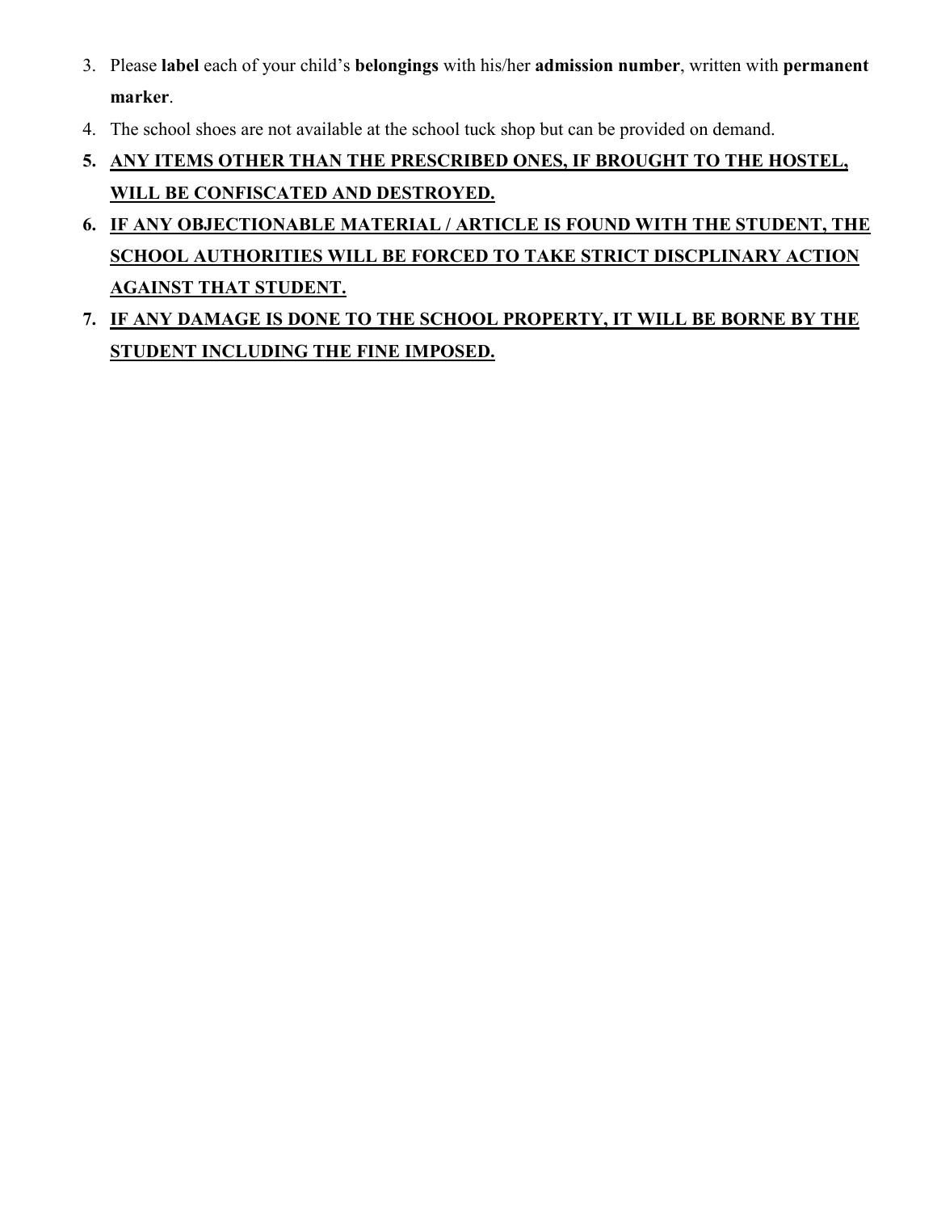3. Please **label** each of your child's **belongings** with his/her **admission number**, written with **permanent marker**.
4. The school shoes are not available at the school tuck shop but can be provided on demand.
5. **<u>ANY ITEMS OTHER THAN THE PRESCRIBED ONES, IF BROUGHT TO THE HOSTEL, WILL BE CONFISCATED AND DESTROYED.</u>**
6. **<u>IF ANY OBJECTIONABLE MATERIAL / ARTICLE IS FOUND WITH THE STUDENT, THE SCHOOL AUTHORITIES WILL BE FORCED TO TAKE STRICT DISCPLINARY ACTION AGAINST THAT STUDENT.</u>**
7. **<u>IF ANY DAMAGE IS DONE TO THE SCHOOL PROPERTY, IT WILL BE BORNE BY THE STUDENT INCLUDING THE FINE IMPOSED.</u>**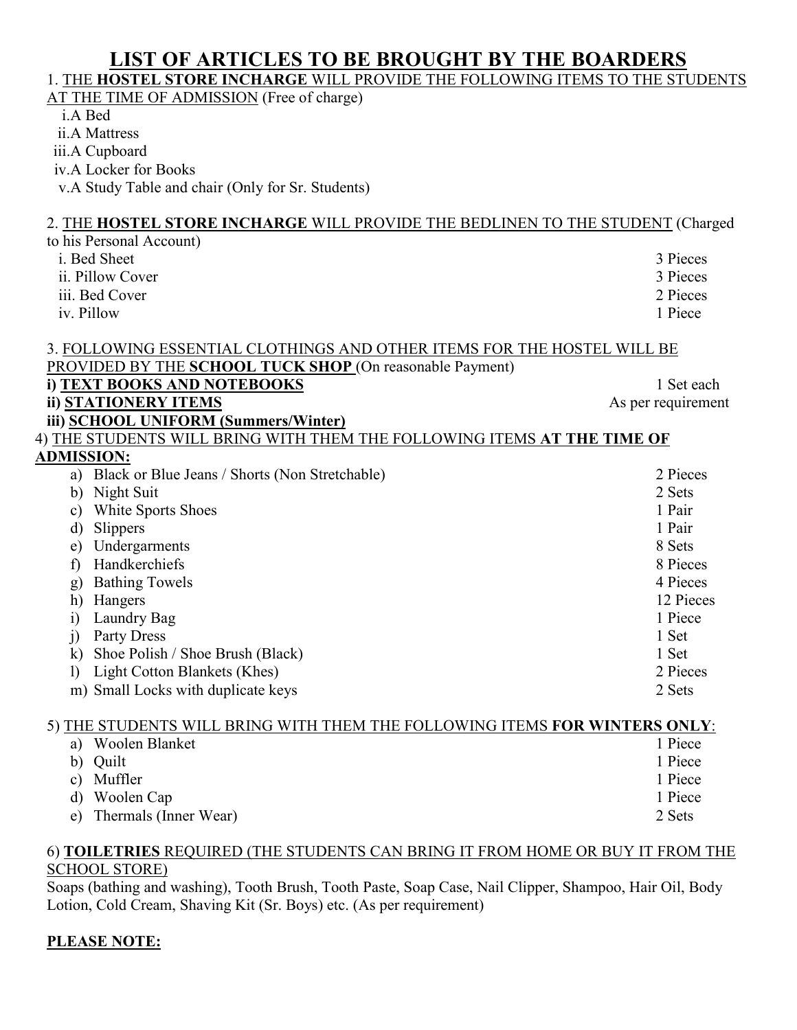# LIST OF ARTICLES TO BE BROUGHT BY THE BOARDERS

1. THE **HOSTEL STORE INCHARGE** WILL PROVIDE THE FOLLOWING ITEMS TO THE STUDENTS AT THE TIME OF ADMISSION (Free of charge)

   i. A Bed
   ii. A Mattress
   iii. A Cupboard
   iv. A Locker for Books
   v. A Study Table and chair (Only for Sr. Students)

2. THE **HOSTEL STORE INCHARGE** WILL PROVIDE THE BEDLINEN TO THE STUDENT (Charged to his Personal Account)

| Item | Quantity |
|---|---|
| i. Bed Sheet | 3 Pieces |
| ii. Pillow Cover | 3 Pieces |
| iii. Bed Cover | 2 Pieces |
| iv. Pillow | 1 Piece |

3. FOLLOWING ESSENTIAL CLOTHINGS AND OTHER ITEMS FOR THE HOSTEL WILL BE PROVIDED BY THE **SCHOOL TUCK SHOP** (On reasonable Payment)

| Item | Quantity |
|---|---|
| **i) TEXT BOOKS AND NOTEBOOKS** | 1 Set each |
| **ii) STATIONERY ITEMS** | As per requirement |
| **iii) SCHOOL UNIFORM (Summers/Winter)** | |

4) THE STUDENTS WILL BRING WITH THEM THE FOLLOWING ITEMS **AT THE TIME OF ADMISSION:**

| Item | Quantity |
|---|---|
| a) Black or Blue Jeans / Shorts (Non Stretchable) | 2 Pieces |
| b) Night Suit | 2 Sets |
| c) White Sports Shoes | 1 Pair |
| d) Slippers | 1 Pair |
| e) Undergarments | 8 Sets |
| f) Handkerchiefs | 8 Pieces |
| g) Bathing Towels | 4 Pieces |
| h) Hangers | 12 Pieces |
| i) Laundry Bag | 1 Piece |
| j) Party Dress | 1 Set |
| k) Shoe Polish / Shoe Brush (Black) | 1 Set |
| l) Light Cotton Blankets (Khes) | 2 Pieces |
| m) Small Locks with duplicate keys | 2 Sets |

5) THE STUDENTS WILL BRING WITH THEM THE FOLLOWING ITEMS **FOR WINTERS ONLY**:

| Item | Quantity |
|---|---|
| a) Woolen Blanket | 1 Piece |
| b) Quilt | 1 Piece |
| c) Muffler | 1 Piece |
| d) Woolen Cap | 1 Piece |
| e) Thermals (Inner Wear) | 2 Sets |

6) **TOILETRIES** REQUIRED (THE STUDENTS CAN BRING IT FROM HOME OR BUY IT FROM THE SCHOOL STORE)

Soaps (bathing and washing), Tooth Brush, Tooth Paste, Soap Case, Nail Clipper, Shampoo, Hair Oil, Body Lotion, Cold Cream, Shaving Kit (Sr. Boys) etc. (As per requirement)

**PLEASE NOTE:**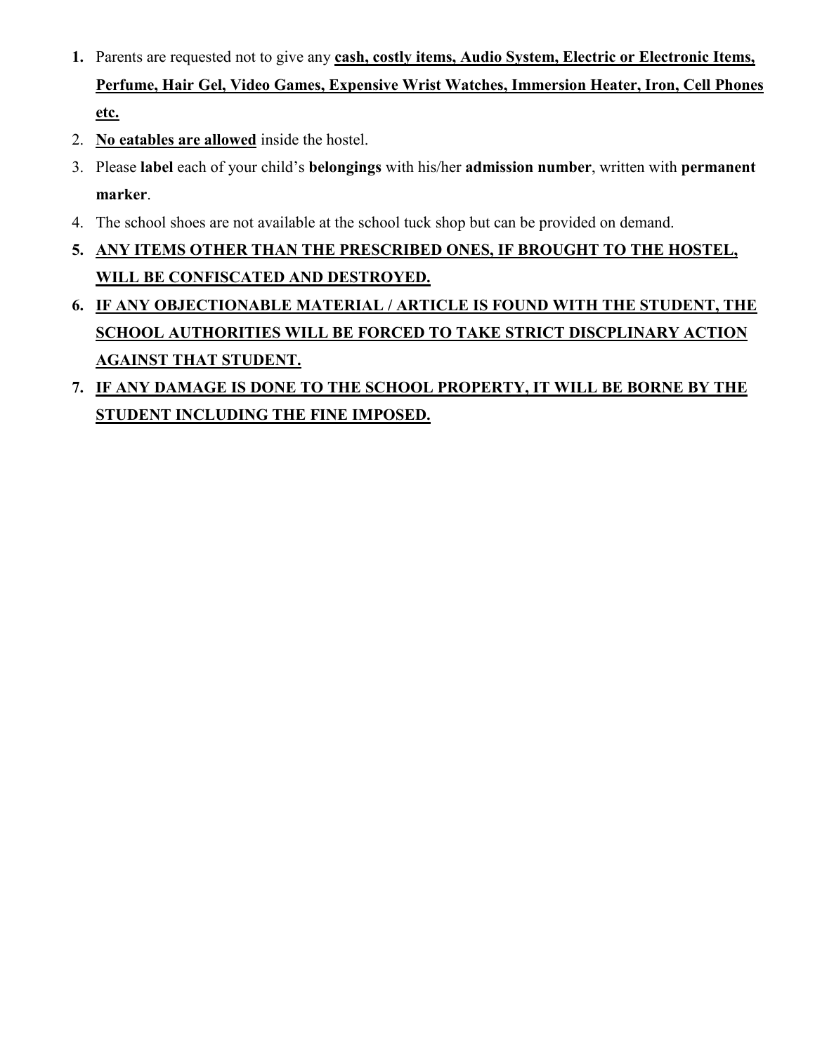1. Parents are requested not to give any **cash, costly items, Audio System, Electric or Electronic Items, Perfume, Hair Gel, Video Games, Expensive Wrist Watches, Immersion Heater, Iron, Cell Phones etc.**
2. **No eatables are allowed** inside the hostel.
3. Please **label** each of your child's **belongings** with his/her **admission number**, written with **permanent marker**.
4. The school shoes are not available at the school tuck shop but can be provided on demand.
5. **ANY ITEMS OTHER THAN THE PRESCRIBED ONES, IF BROUGHT TO THE HOSTEL, WILL BE CONFISCATED AND DESTROYED.**
6. **IF ANY OBJECTIONABLE MATERIAL / ARTICLE IS FOUND WITH THE STUDENT, THE SCHOOL AUTHORITIES WILL BE FORCED TO TAKE STRICT DISCPLINARY ACTION AGAINST THAT STUDENT.**
7. **IF ANY DAMAGE IS DONE TO THE SCHOOL PROPERTY, IT WILL BE BORNE BY THE STUDENT INCLUDING THE FINE IMPOSED.**